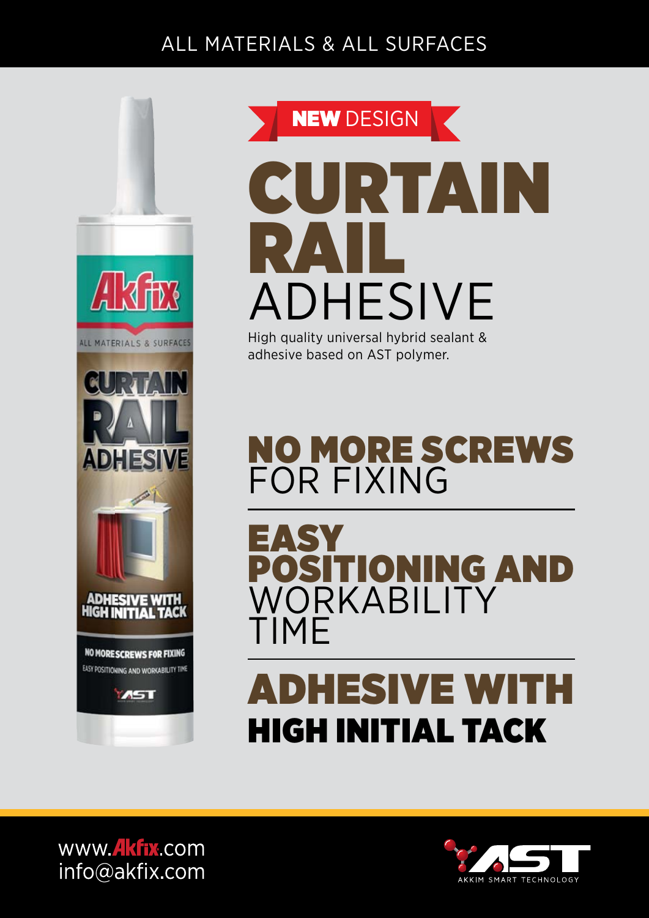ALL MATERIALS & ALL SURFACES

**NEW** DESIGN

# CURTAIN RAIL ADHESIVE

High quality universal hybrid sealant & adhesive based on AST polymer.

## NO MORE SCREWS FOR FIXING

## EASY POSITIONING AND WORKABILITY TIME

## ADHESIVE WITH HIGH INITIAL TACK

www.Akfix.com
info@akfix.com

AST
AKKIM SMART TECHNOLOGY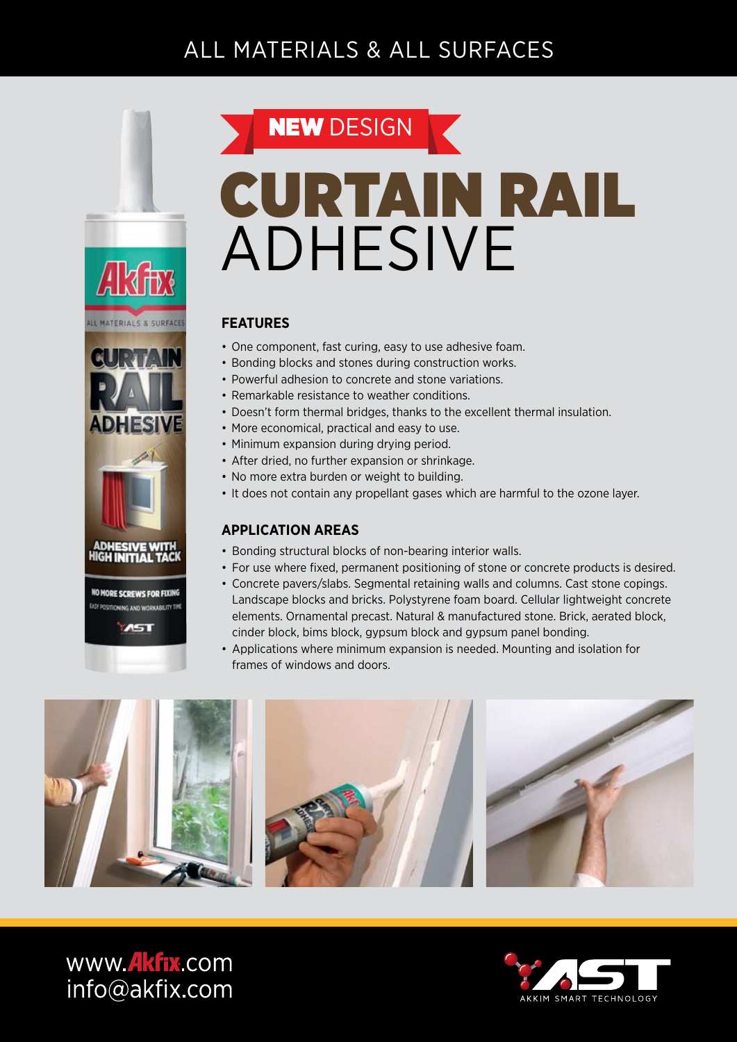ALL MATERIALS & ALL SURFACES

**NEW** DESIGN

# CURTAIN RAIL ADHESIVE

### FEATURES

- One component, fast curing, easy to use adhesive foam.
- Bonding blocks and stones during construction works.
- Powerful adhesion to concrete and stone variations.
- Remarkable resistance to weather conditions.
- Doesn't form thermal bridges, thanks to the excellent thermal insulation.
- More economical, practical and easy to use.
- Minimum expansion during drying period.
- After dried, no further expansion or shrinkage.
- No more extra burden or weight to building.
- It does not contain any propellant gases which are harmful to the ozone layer.

### APPLICATION AREAS

- Bonding structural blocks of non-bearing interior walls.
- For use where fixed, permanent positioning of stone or concrete products is desired.
- Concrete pavers/slabs. Segmental retaining walls and columns. Cast stone copings. Landscape blocks and bricks. Polystyrene foam board. Cellular lightweight concrete elements. Ornamental precast. Natural & manufactured stone. Brick, aerated block, cinder block, bims block, gypsum block and gypsum panel bonding.
- Applications where minimum expansion is needed. Mounting and isolation for frames of windows and doors.

www.Akfix.com
info@akfix.com

AKKIM SMART TECHNOLOGY